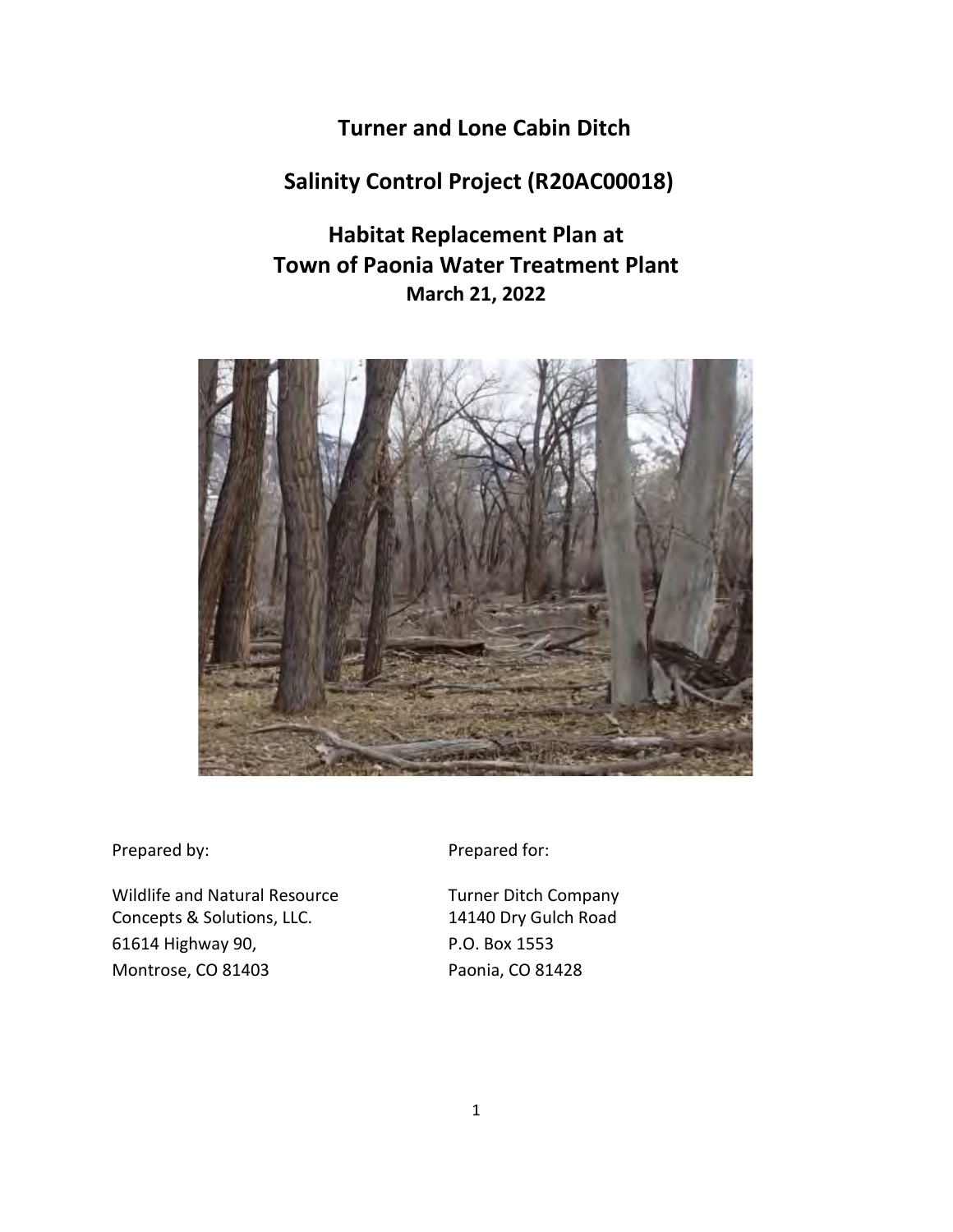# Turner and Lone Cabin Ditch

## Salinity Control Project (R20AC00018)

## Habitat Replacement Plan at
## Town of Paonia Water Treatment Plant

**March 21, 2022**

Prepared by:

Wildlife and Natural Resource Concepts & Solutions, LLC.
61614 Highway 90,
Montrose, CO 81403

Prepared for:

Turner Ditch Company
14140 Dry Gulch Road
P.O. Box 1553
Paonia, CO 81428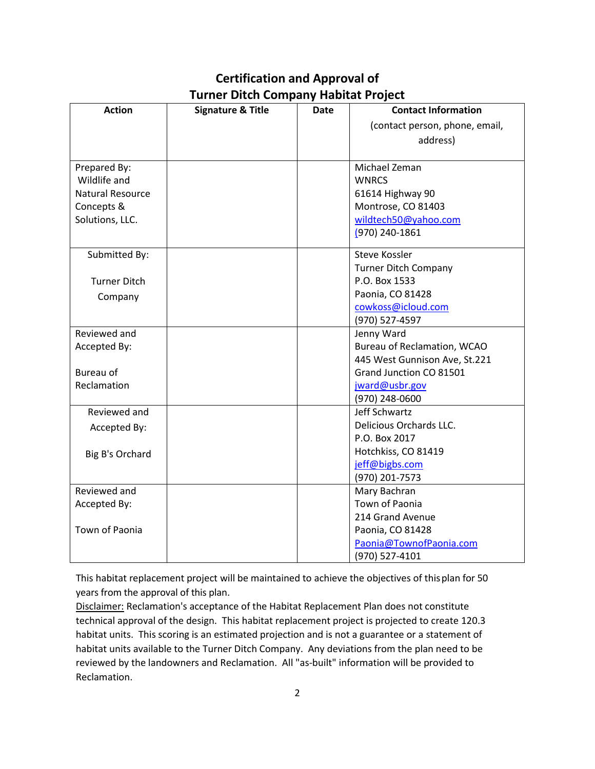# Certification and Approval of Turner Ditch Company Habitat Project

| Action | Signature & Title | Date | Contact Information (contact person, phone, email, address) |
|---|---|---|---|
| Prepared By: Wildlife and Natural Resource Concepts & Solutions, LLC. | | | Michael Zeman<br>WNRCS<br>61614 Highway 90<br>Montrose, CO 81403<br>wildtech50@yahoo.com<br>(970) 240-1861 |
| Submitted By:<br><br>Turner Ditch Company | | | Steve Kossler<br>Turner Ditch Company<br>P.O. Box 1533<br>Paonia, CO 81428<br>cowkoss@icloud.com<br>(970) 527-4597 |
| Reviewed and Accepted By:<br><br>Bureau of Reclamation | | | Jenny Ward<br>Bureau of Reclamation, WCAO<br>445 West Gunnison Ave, St.221<br>Grand Junction CO 81501<br>jward@usbr.gov<br>(970) 248-0600 |
| Reviewed and Accepted By:<br><br>Big B's Orchard | | | Jeff Schwartz<br>Delicious Orchards LLC.<br>P.O. Box 2017<br>Hotchkiss, CO 81419<br>jeff@bigbs.com<br>(970) 201-7573 |
| Reviewed and Accepted By:<br><br>Town of Paonia | | | Mary Bachran<br>Town of Paonia<br>214 Grand Avenue<br>Paonia, CO 81428<br>Paonia@TownofPaonia.com<br>(970) 527-4101 |

This habitat replacement project will be maintained to achieve the objectives of this plan for 50 years from the approval of this plan.

Disclaimer: Reclamation's acceptance of the Habitat Replacement Plan does not constitute technical approval of the design. This habitat replacement project is projected to create 120.3 habitat units. This scoring is an estimated projection and is not a guarantee or a statement of habitat units available to the Turner Ditch Company. Any deviations from the plan need to be reviewed by the landowners and Reclamation. All "as-built" information will be provided to Reclamation.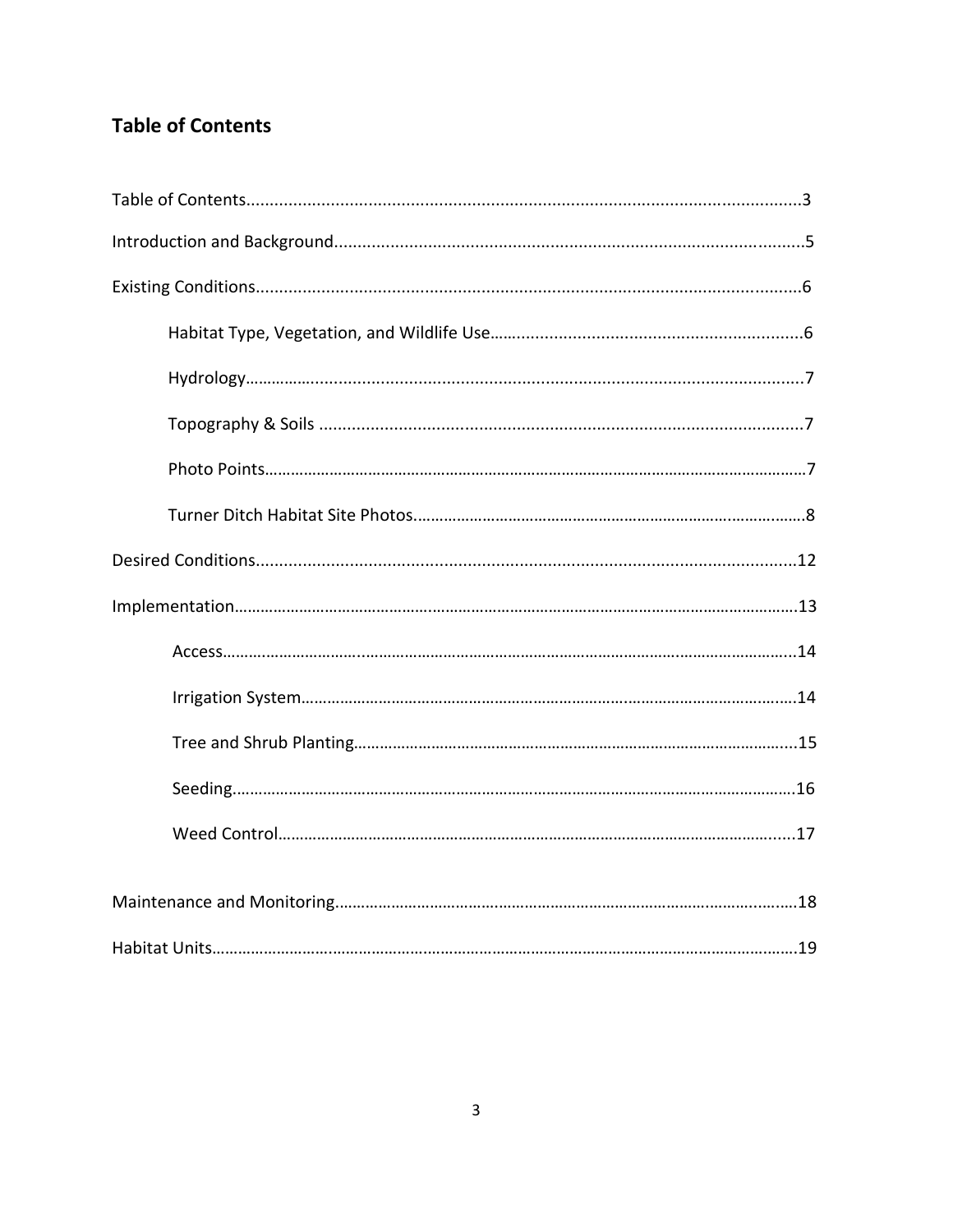## Table of Contents

Table of Contents....................................................................................................................3

Introduction and Background...................................................................................................5

Existing Conditions...................................................................................................................6

- Habitat Type, Vegetation, and Wildlife Use.................................................................6
- Hydrology.....................................................................................................................7
- Topography & Soils .....................................................................................................7
- Photo Points.................................................................................................................7
- Turner Ditch Habitat Site Photos..................................................................................8

Desired Conditions..................................................................................................................12

Implementation.......................................................................................................................13

- Access.........................................................................................................................14
- Irrigation System..........................................................................................................14
- Tree and Shrub Planting...............................................................................................15
- Seeding........................................................................................................................16
- Weed Control...............................................................................................................17

Maintenance and Monitoring...................................................................................................18

Habitat Units............................................................................................................................19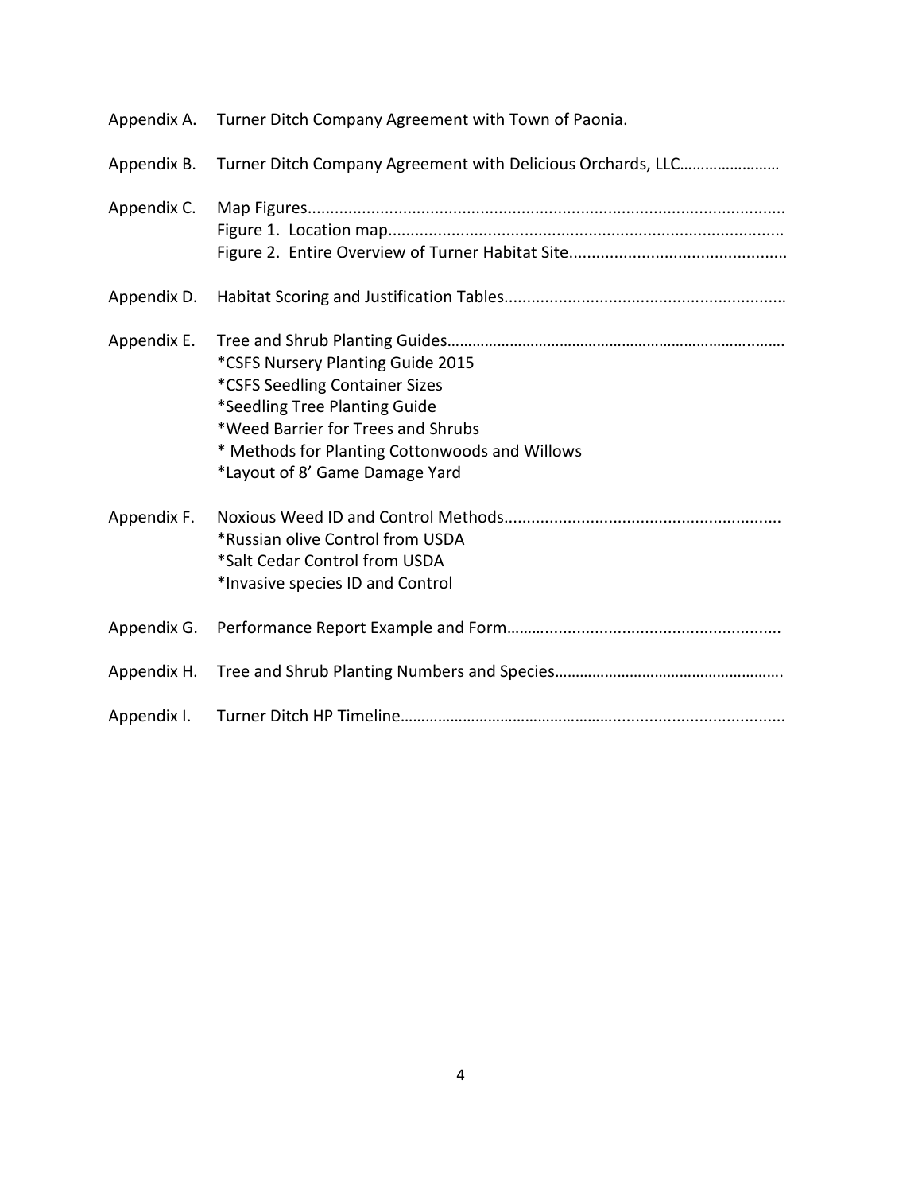Appendix A. Turner Ditch Company Agreement with Town of Paonia.

Appendix B. Turner Ditch Company Agreement with Delicious Orchards, LLC……………………

Appendix C. Map Figures.........................................................................................................
Figure 1. Location map......................................................................................
Figure 2. Entire Overview of Turner Habitat Site................................................

Appendix D. Habitat Scoring and Justification Tables.............................................................

Appendix E. Tree and Shrub Planting Guides……………………………………………………………………..…….
*CSFS Nursery Planting Guide 2015
*CSFS Seedling Container Sizes
*Seedling Tree Planting Guide
*Weed Barrier for Trees and Shrubs
* Methods for Planting Cottonwoods and Willows
*Layout of 8' Game Damage Yard

Appendix F. Noxious Weed ID and Control Methods............................................................
*Russian olive Control from USDA
*Salt Cedar Control from USDA
*Invasive species ID and Control

Appendix G. Performance Report Example and Form………..................................................

Appendix H. Tree and Shrub Planting Numbers and Species……………………………………………….

Appendix I. Turner Ditch HP Timeline…………………………………………….....................................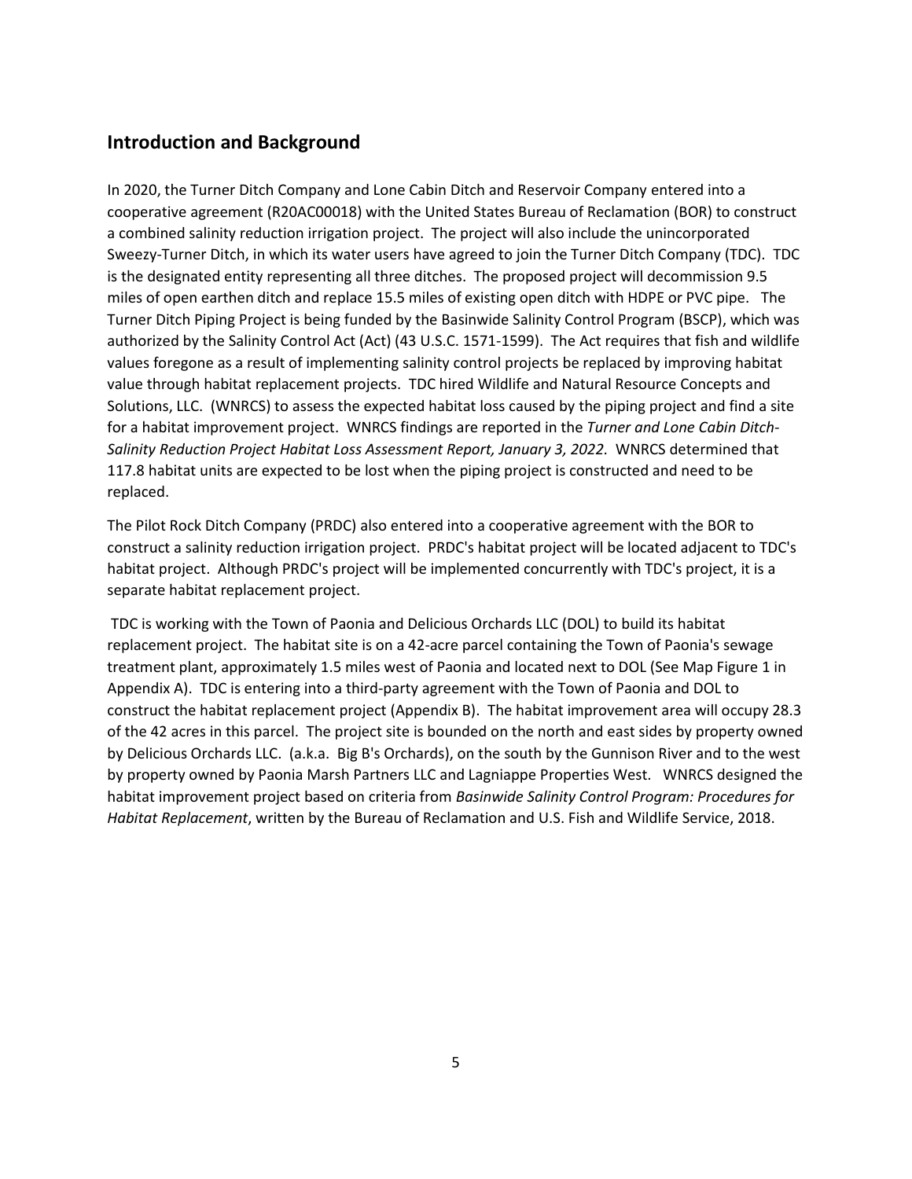## Introduction and Background

In 2020, the Turner Ditch Company and Lone Cabin Ditch and Reservoir Company entered into a cooperative agreement (R20AC00018) with the United States Bureau of Reclamation (BOR) to construct a combined salinity reduction irrigation project. The project will also include the unincorporated Sweezy-Turner Ditch, in which its water users have agreed to join the Turner Ditch Company (TDC). TDC is the designated entity representing all three ditches. The proposed project will decommission 9.5 miles of open earthen ditch and replace 15.5 miles of existing open ditch with HDPE or PVC pipe. The Turner Ditch Piping Project is being funded by the Basinwide Salinity Control Program (BSCP), which was authorized by the Salinity Control Act (Act) (43 U.S.C. 1571-1599). The Act requires that fish and wildlife values foregone as a result of implementing salinity control projects be replaced by improving habitat value through habitat replacement projects. TDC hired Wildlife and Natural Resource Concepts and Solutions, LLC. (WNRCS) to assess the expected habitat loss caused by the piping project and find a site for a habitat improvement project. WNRCS findings are reported in the *Turner and Lone Cabin Ditch-Salinity Reduction Project Habitat Loss Assessment Report, January 3, 2022.* WNRCS determined that 117.8 habitat units are expected to be lost when the piping project is constructed and need to be replaced.

The Pilot Rock Ditch Company (PRDC) also entered into a cooperative agreement with the BOR to construct a salinity reduction irrigation project. PRDC's habitat project will be located adjacent to TDC's habitat project. Although PRDC's project will be implemented concurrently with TDC's project, it is a separate habitat replacement project.

TDC is working with the Town of Paonia and Delicious Orchards LLC (DOL) to build its habitat replacement project. The habitat site is on a 42-acre parcel containing the Town of Paonia's sewage treatment plant, approximately 1.5 miles west of Paonia and located next to DOL (See Map Figure 1 in Appendix A). TDC is entering into a third-party agreement with the Town of Paonia and DOL to construct the habitat replacement project (Appendix B). The habitat improvement area will occupy 28.3 of the 42 acres in this parcel. The project site is bounded on the north and east sides by property owned by Delicious Orchards LLC. (a.k.a. Big B's Orchards), on the south by the Gunnison River and to the west by property owned by Paonia Marsh Partners LLC and Lagniappe Properties West. WNRCS designed the habitat improvement project based on criteria from *Basinwide Salinity Control Program: Procedures for Habitat Replacement*, written by the Bureau of Reclamation and U.S. Fish and Wildlife Service, 2018.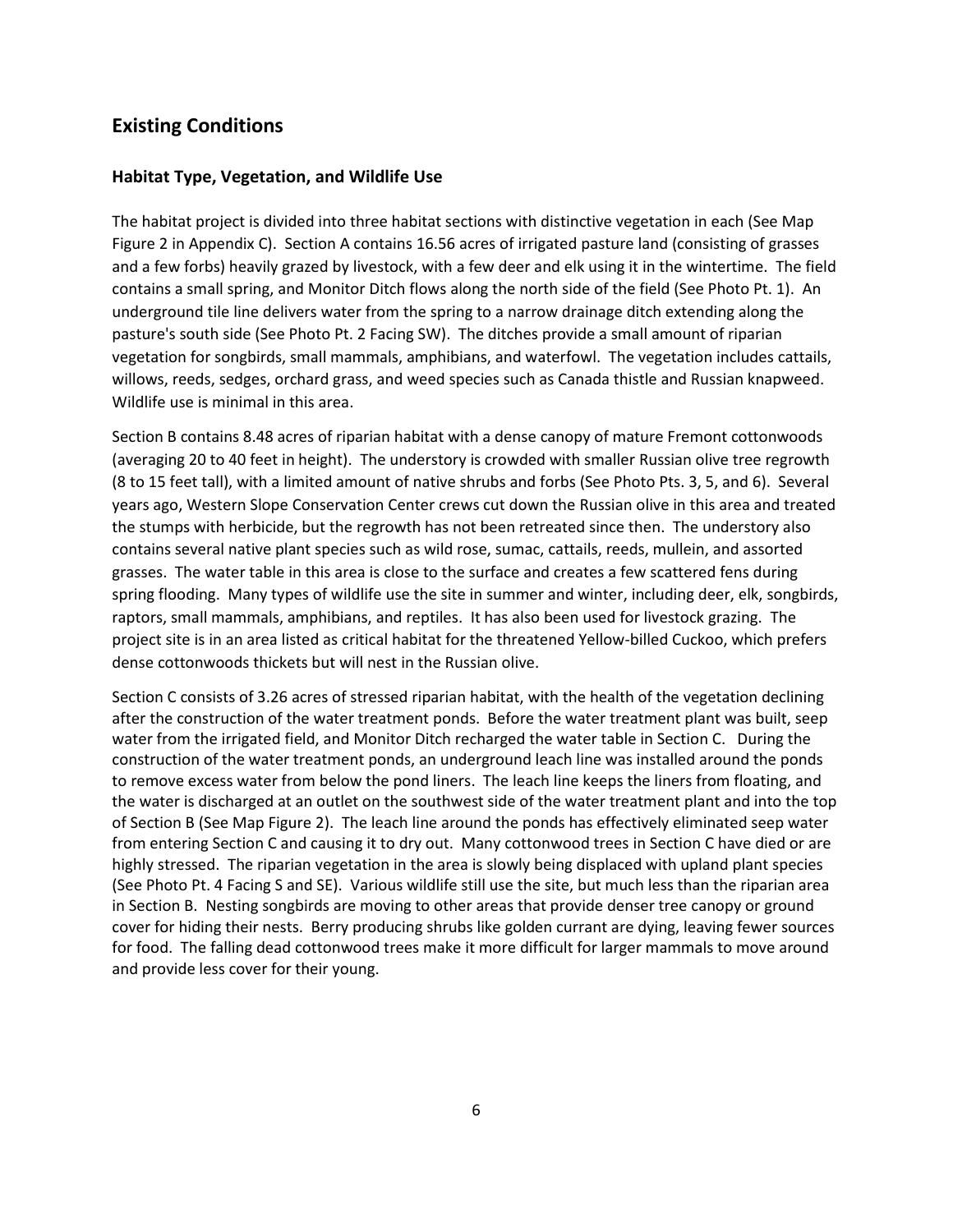## Existing Conditions

### Habitat Type, Vegetation, and Wildlife Use

The habitat project is divided into three habitat sections with distinctive vegetation in each (See Map Figure 2 in Appendix C). Section A contains 16.56 acres of irrigated pasture land (consisting of grasses and a few forbs) heavily grazed by livestock, with a few deer and elk using it in the wintertime. The field contains a small spring, and Monitor Ditch flows along the north side of the field (See Photo Pt. 1). An underground tile line delivers water from the spring to a narrow drainage ditch extending along the pasture's south side (See Photo Pt. 2 Facing SW). The ditches provide a small amount of riparian vegetation for songbirds, small mammals, amphibians, and waterfowl. The vegetation includes cattails, willows, reeds, sedges, orchard grass, and weed species such as Canada thistle and Russian knapweed. Wildlife use is minimal in this area.

Section B contains 8.48 acres of riparian habitat with a dense canopy of mature Fremont cottonwoods (averaging 20 to 40 feet in height). The understory is crowded with smaller Russian olive tree regrowth (8 to 15 feet tall), with a limited amount of native shrubs and forbs (See Photo Pts. 3, 5, and 6). Several years ago, Western Slope Conservation Center crews cut down the Russian olive in this area and treated the stumps with herbicide, but the regrowth has not been retreated since then. The understory also contains several native plant species such as wild rose, sumac, cattails, reeds, mullein, and assorted grasses. The water table in this area is close to the surface and creates a few scattered fens during spring flooding. Many types of wildlife use the site in summer and winter, including deer, elk, songbirds, raptors, small mammals, amphibians, and reptiles. It has also been used for livestock grazing. The project site is in an area listed as critical habitat for the threatened Yellow-billed Cuckoo, which prefers dense cottonwoods thickets but will nest in the Russian olive.

Section C consists of 3.26 acres of stressed riparian habitat, with the health of the vegetation declining after the construction of the water treatment ponds. Before the water treatment plant was built, seep water from the irrigated field, and Monitor Ditch recharged the water table in Section C. During the construction of the water treatment ponds, an underground leach line was installed around the ponds to remove excess water from below the pond liners. The leach line keeps the liners from floating, and the water is discharged at an outlet on the southwest side of the water treatment plant and into the top of Section B (See Map Figure 2). The leach line around the ponds has effectively eliminated seep water from entering Section C and causing it to dry out. Many cottonwood trees in Section C have died or are highly stressed. The riparian vegetation in the area is slowly being displaced with upland plant species (See Photo Pt. 4 Facing S and SE). Various wildlife still use the site, but much less than the riparian area in Section B. Nesting songbirds are moving to other areas that provide denser tree canopy or ground cover for hiding their nests. Berry producing shrubs like golden currant are dying, leaving fewer sources for food. The falling dead cottonwood trees make it more difficult for larger mammals to move around and provide less cover for their young.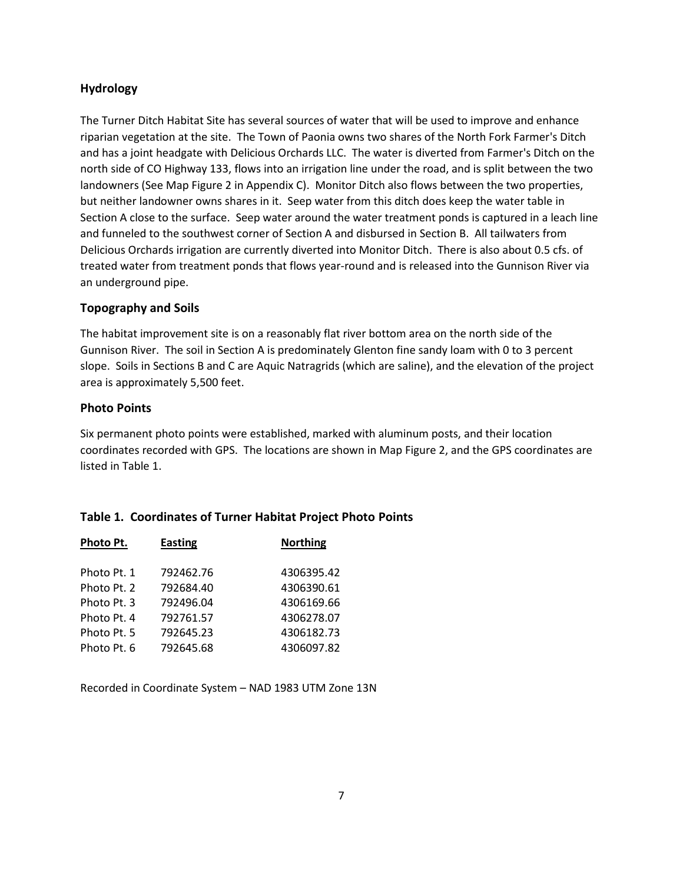## Hydrology

The Turner Ditch Habitat Site has several sources of water that will be used to improve and enhance riparian vegetation at the site. The Town of Paonia owns two shares of the North Fork Farmer's Ditch and has a joint headgate with Delicious Orchards LLC. The water is diverted from Farmer's Ditch on the north side of CO Highway 133, flows into an irrigation line under the road, and is split between the two landowners (See Map Figure 2 in Appendix C). Monitor Ditch also flows between the two properties, but neither landowner owns shares in it. Seep water from this ditch does keep the water table in Section A close to the surface. Seep water around the water treatment ponds is captured in a leach line and funneled to the southwest corner of Section A and disbursed in Section B. All tailwaters from Delicious Orchards irrigation are currently diverted into Monitor Ditch. There is also about 0.5 cfs. of treated water from treatment ponds that flows year-round and is released into the Gunnison River via an underground pipe.

## Topography and Soils

The habitat improvement site is on a reasonably flat river bottom area on the north side of the Gunnison River. The soil in Section A is predominately Glenton fine sandy loam with 0 to 3 percent slope. Soils in Sections B and C are Aquic Natragrids (which are saline), and the elevation of the project area is approximately 5,500 feet.

## Photo Points

Six permanent photo points were established, marked with aluminum posts, and their location coordinates recorded with GPS. The locations are shown in Map Figure 2, and the GPS coordinates are listed in Table 1.

### Table 1. Coordinates of Turner Habitat Project Photo Points

| Photo Pt. | Easting | Northing |
|---|---|---|
| Photo Pt. 1 | 792462.76 | 4306395.42 |
| Photo Pt. 2 | 792684.40 | 4306390.61 |
| Photo Pt. 3 | 792496.04 | 4306169.66 |
| Photo Pt. 4 | 792761.57 | 4306278.07 |
| Photo Pt. 5 | 792645.23 | 4306182.73 |
| Photo Pt. 6 | 792645.68 | 4306097.82 |

Recorded in Coordinate System – NAD 1983 UTM Zone 13N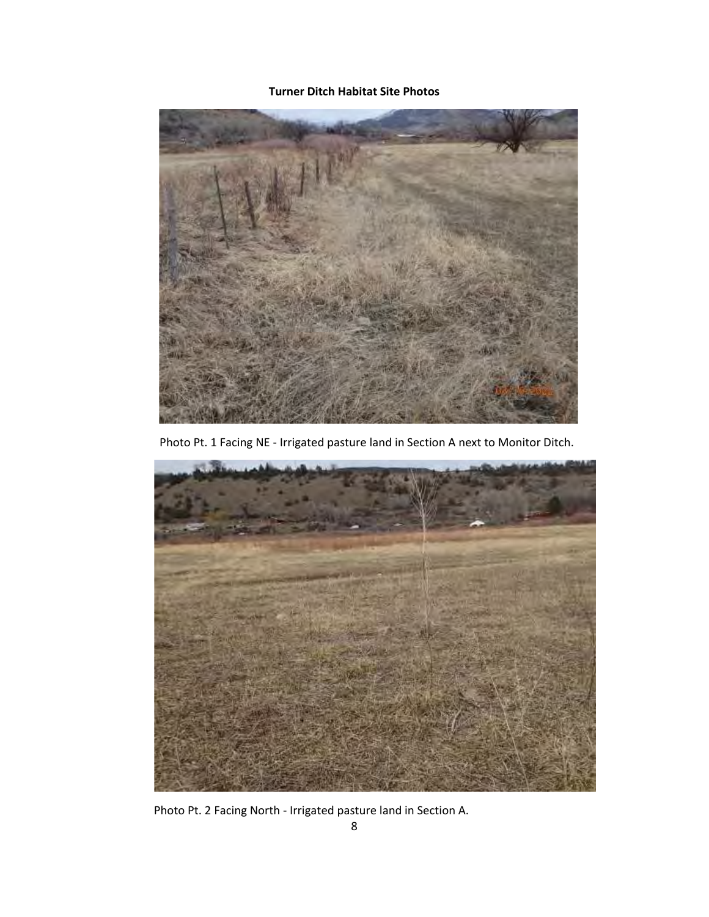**Turner Ditch Habitat Site Photos**

Photo Pt. 1 Facing NE - Irrigated pasture land in Section A next to Monitor Ditch.

Photo Pt. 2 Facing North - Irrigated pasture land in Section A.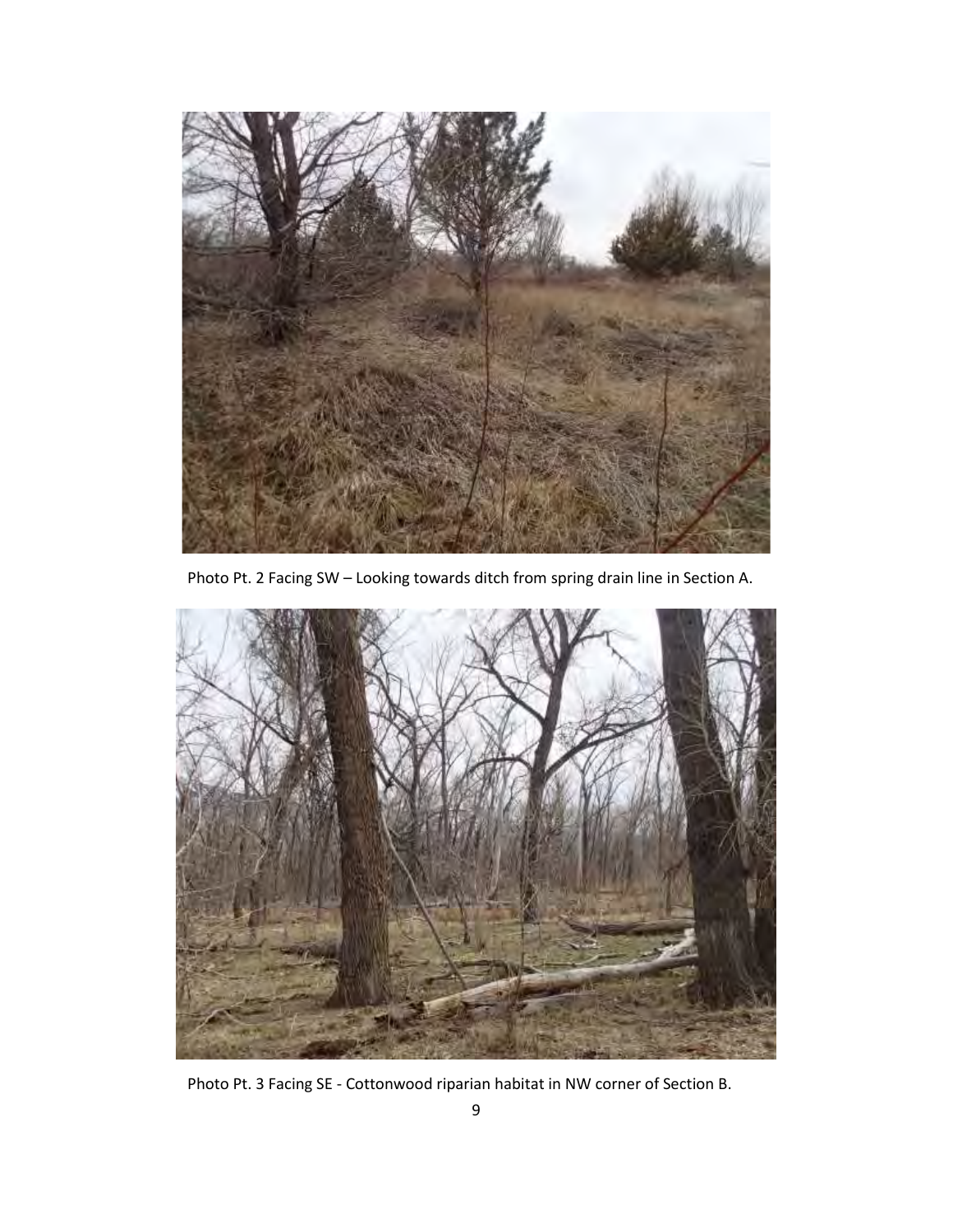Photo Pt. 2 Facing SW – Looking towards ditch from spring drain line in Section A.

Photo Pt. 3 Facing SE - Cottonwood riparian habitat in NW corner of Section B.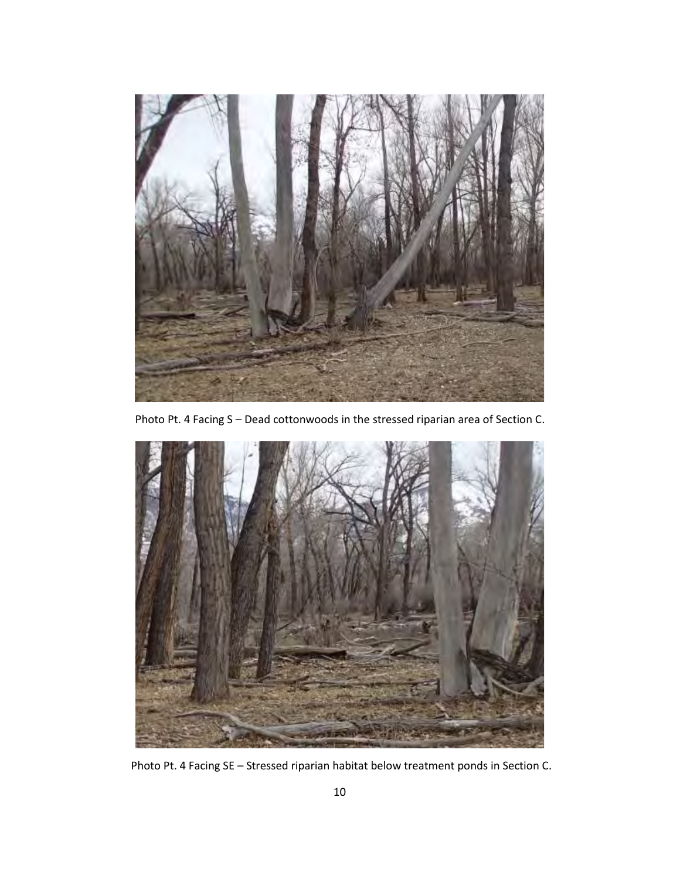Photo Pt. 4 Facing S – Dead cottonwoods in the stressed riparian area of Section C.

Photo Pt. 4 Facing SE – Stressed riparian habitat below treatment ponds in Section C.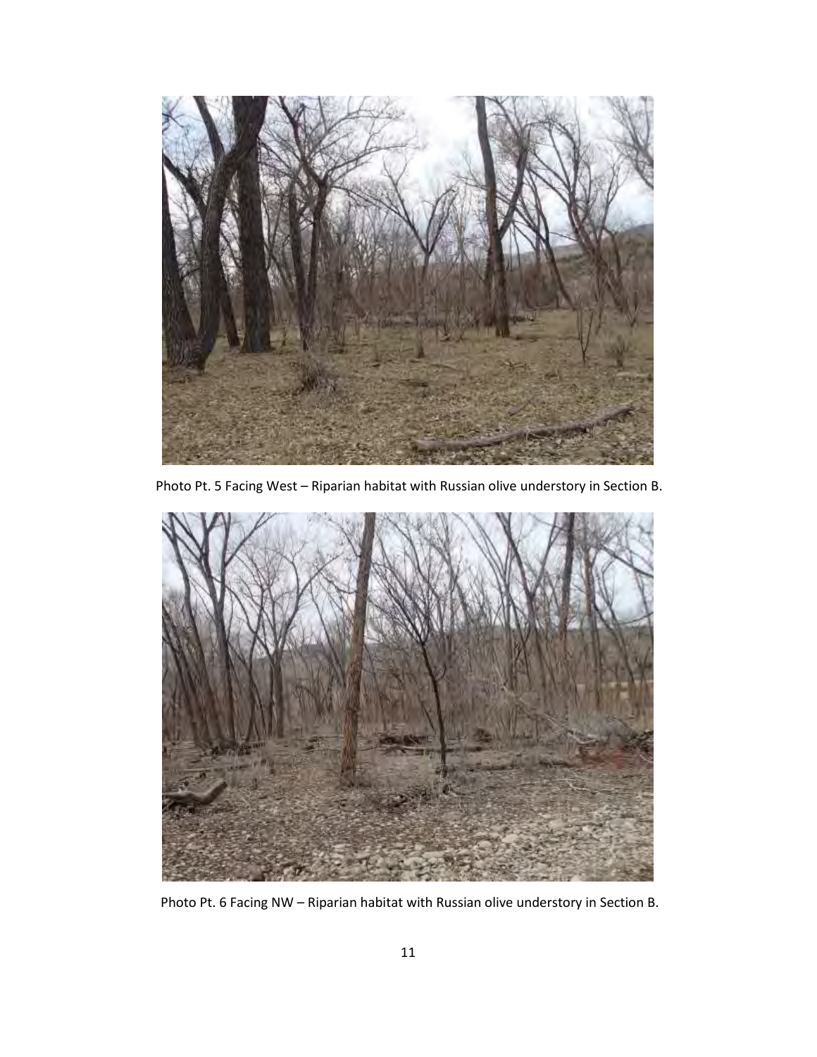Photo Pt. 5 Facing West – Riparian habitat with Russian olive understory in Section B.

Photo Pt. 6 Facing NW – Riparian habitat with Russian olive understory in Section B.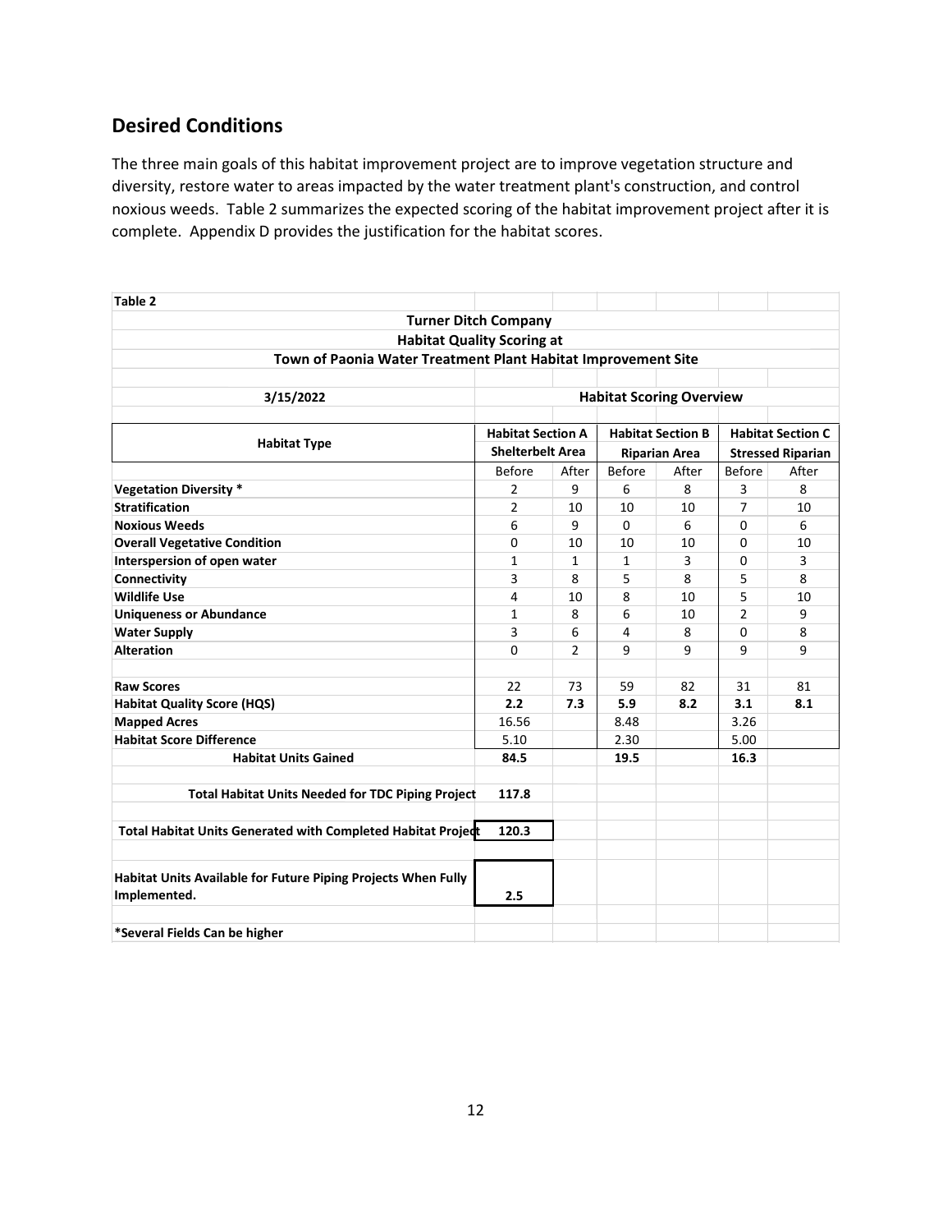## Desired Conditions

The three main goals of this habitat improvement project are to improve vegetation structure and diversity, restore water to areas impacted by the water treatment plant's construction, and control noxious weeds. Table 2 summarizes the expected scoring of the habitat improvement project after it is complete. Appendix D provides the justification for the habitat scores.

**Table 2**

**Turner Ditch Company**
**Habitat Quality Scoring at**
**Town of Paonia Water Treatment Plant Habitat Improvement Site**

**3/15/2022** — **Habitat Scoring Overview**

| Habitat Type | Habitat Section A Shelterbelt Area | | Habitat Section B Riparian Area | | Habitat Section C Stressed Riparian | |
|---|---|---|---|---|---|---|
| | Before | After | Before | After | Before | After |
| **Vegetation Diversity *** | 2 | 9 | 6 | 8 | 3 | 8 |
| **Stratification** | 2 | 10 | 10 | 10 | 7 | 10 |
| **Noxious Weeds** | 6 | 9 | 0 | 6 | 0 | 6 |
| **Overall Vegetative Condition** | 0 | 10 | 10 | 10 | 0 | 10 |
| **Interspersion of open water** | 1 | 1 | 1 | 3 | 0 | 3 |
| **Connectivity** | 3 | 8 | 5 | 8 | 5 | 8 |
| **Wildlife Use** | 4 | 10 | 8 | 10 | 5 | 10 |
| **Uniqueness or Abundance** | 1 | 8 | 6 | 10 | 2 | 9 |
| **Water Supply** | 3 | 6 | 4 | 8 | 0 | 8 |
| **Alteration** | 0 | 2 | 9 | 9 | 9 | 9 |
| | | | | | | |
| **Raw Scores** | 22 | 73 | 59 | 82 | 31 | 81 |
| **Habitat Quality Score (HQS)** | **2.2** | **7.3** | **5.9** | **8.2** | **3.1** | **8.1** |
| **Mapped Acres** | 16.56 | | 8.48 | | 3.26 | |
| **Habitat Score Difference** | 5.10 | | 2.30 | | 5.00 | |
| **Habitat Units Gained** | **84.5** | | **19.5** | | **16.3** | |
| | | | | | | |
| **Total Habitat Units Needed for TDC Piping Project** | **117.8** | | | | | |
| | | | | | | |
| **Total Habitat Units Generated with Completed Habitat Project** | **120.3** | | | | | |
| | | | | | | |
| **Habitat Units Available for Future Piping Projects When Fully Implemented.** | **2.5** | | | | | |
| | | | | | | |
| ***Several Fields Can be higher** | | | | | | |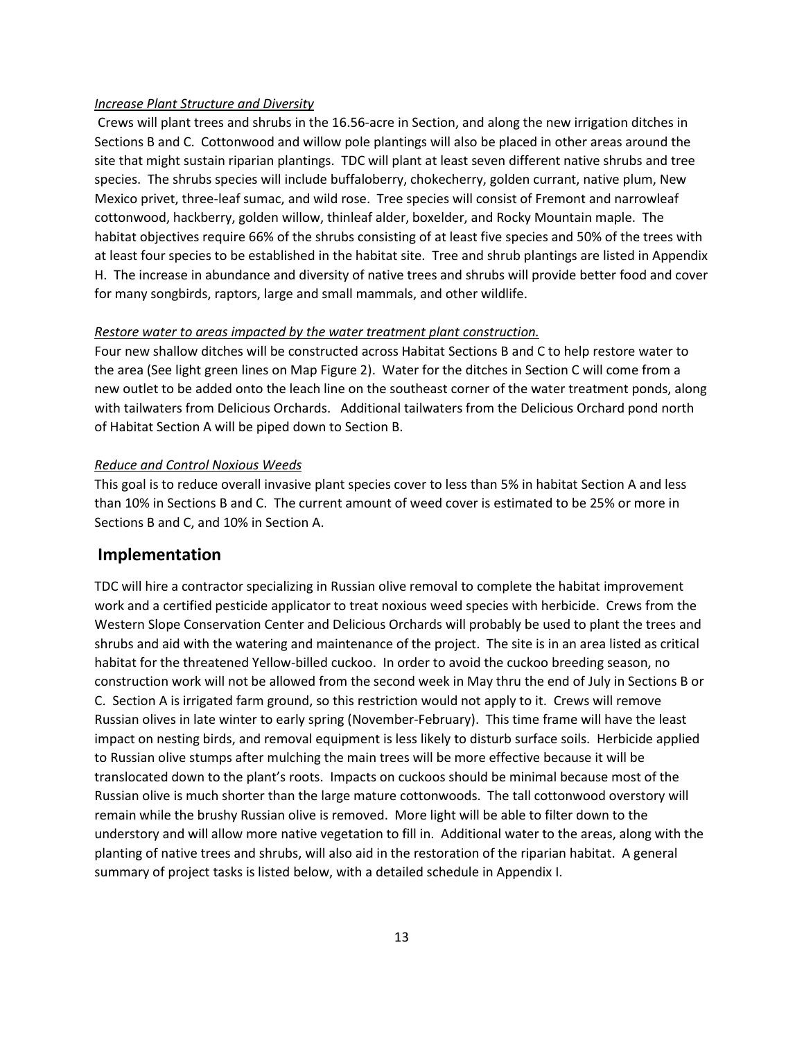*Increase Plant Structure and Diversity*

Crews will plant trees and shrubs in the 16.56-acre in Section, and along the new irrigation ditches in Sections B and C. Cottonwood and willow pole plantings will also be placed in other areas around the site that might sustain riparian plantings. TDC will plant at least seven different native shrubs and tree species. The shrubs species will include buffaloberry, chokecherry, golden currant, native plum, New Mexico privet, three-leaf sumac, and wild rose. Tree species will consist of Fremont and narrowleaf cottonwood, hackberry, golden willow, thinleaf alder, boxelder, and Rocky Mountain maple. The habitat objectives require 66% of the shrubs consisting of at least five species and 50% of the trees with at least four species to be established in the habitat site. Tree and shrub plantings are listed in Appendix H. The increase in abundance and diversity of native trees and shrubs will provide better food and cover for many songbirds, raptors, large and small mammals, and other wildlife.

*Restore water to areas impacted by the water treatment plant construction.*

Four new shallow ditches will be constructed across Habitat Sections B and C to help restore water to the area (See light green lines on Map Figure 2). Water for the ditches in Section C will come from a new outlet to be added onto the leach line on the southeast corner of the water treatment ponds, along with tailwaters from Delicious Orchards. Additional tailwaters from the Delicious Orchard pond north of Habitat Section A will be piped down to Section B.

*Reduce and Control Noxious Weeds*

This goal is to reduce overall invasive plant species cover to less than 5% in habitat Section A and less than 10% in Sections B and C. The current amount of weed cover is estimated to be 25% or more in Sections B and C, and 10% in Section A.

## Implementation

TDC will hire a contractor specializing in Russian olive removal to complete the habitat improvement work and a certified pesticide applicator to treat noxious weed species with herbicide. Crews from the Western Slope Conservation Center and Delicious Orchards will probably be used to plant the trees and shrubs and aid with the watering and maintenance of the project. The site is in an area listed as critical habitat for the threatened Yellow-billed cuckoo. In order to avoid the cuckoo breeding season, no construction work will not be allowed from the second week in May thru the end of July in Sections B or C. Section A is irrigated farm ground, so this restriction would not apply to it. Crews will remove Russian olives in late winter to early spring (November-February). This time frame will have the least impact on nesting birds, and removal equipment is less likely to disturb surface soils. Herbicide applied to Russian olive stumps after mulching the main trees will be more effective because it will be translocated down to the plant's roots. Impacts on cuckoos should be minimal because most of the Russian olive is much shorter than the large mature cottonwoods. The tall cottonwood overstory will remain while the brushy Russian olive is removed. More light will be able to filter down to the understory and will allow more native vegetation to fill in. Additional water to the areas, along with the planting of native trees and shrubs, will also aid in the restoration of the riparian habitat. A general summary of project tasks is listed below, with a detailed schedule in Appendix I.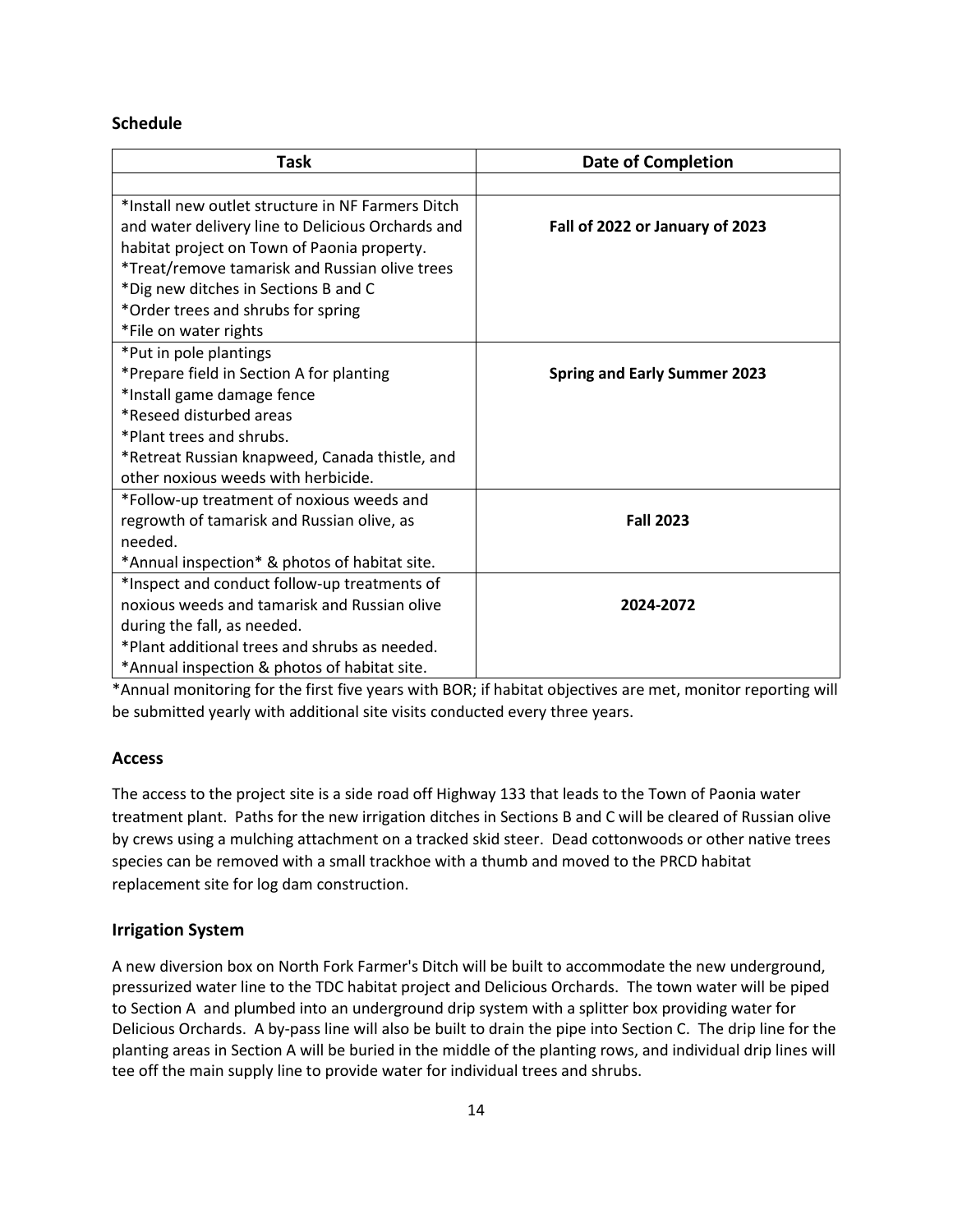## Schedule

| Task | Date of Completion |
|---|---|
| | |
| *Install new outlet structure in NF Farmers Ditch and water delivery line to Delicious Orchards and habitat project on Town of Paonia property.<br>*Treat/remove tamarisk and Russian olive trees<br>*Dig new ditches in Sections B and C<br>*Order trees and shrubs for spring<br>*File on water rights | **Fall of 2022 or January of 2023** |
| *Put in pole plantings<br>*Prepare field in Section A for planting<br>*Install game damage fence<br>*Reseed disturbed areas<br>*Plant trees and shrubs.<br>*Retreat Russian knapweed, Canada thistle, and other noxious weeds with herbicide. | **Spring and Early Summer 2023** |
| *Follow-up treatment of noxious weeds and regrowth of tamarisk and Russian olive, as needed.<br>*Annual inspection* & photos of habitat site. | **Fall 2023** |
| *Inspect and conduct follow-up treatments of noxious weeds and tamarisk and Russian olive during the fall, as needed.<br>*Plant additional trees and shrubs as needed.<br>*Annual inspection & photos of habitat site. | **2024-2072** |

*Annual monitoring for the first five years with BOR; if habitat objectives are met, monitor reporting will be submitted yearly with additional site visits conducted every three years.

## Access

The access to the project site is a side road off Highway 133 that leads to the Town of Paonia water treatment plant. Paths for the new irrigation ditches in Sections B and C will be cleared of Russian olive by crews using a mulching attachment on a tracked skid steer. Dead cottonwoods or other native trees species can be removed with a small trackhoe with a thumb and moved to the PRCD habitat replacement site for log dam construction.

## Irrigation System

A new diversion box on North Fork Farmer's Ditch will be built to accommodate the new underground, pressurized water line to the TDC habitat project and Delicious Orchards. The town water will be piped to Section A and plumbed into an underground drip system with a splitter box providing water for Delicious Orchards. A by-pass line will also be built to drain the pipe into Section C. The drip line for the planting areas in Section A will be buried in the middle of the planting rows, and individual drip lines will tee off the main supply line to provide water for individual trees and shrubs.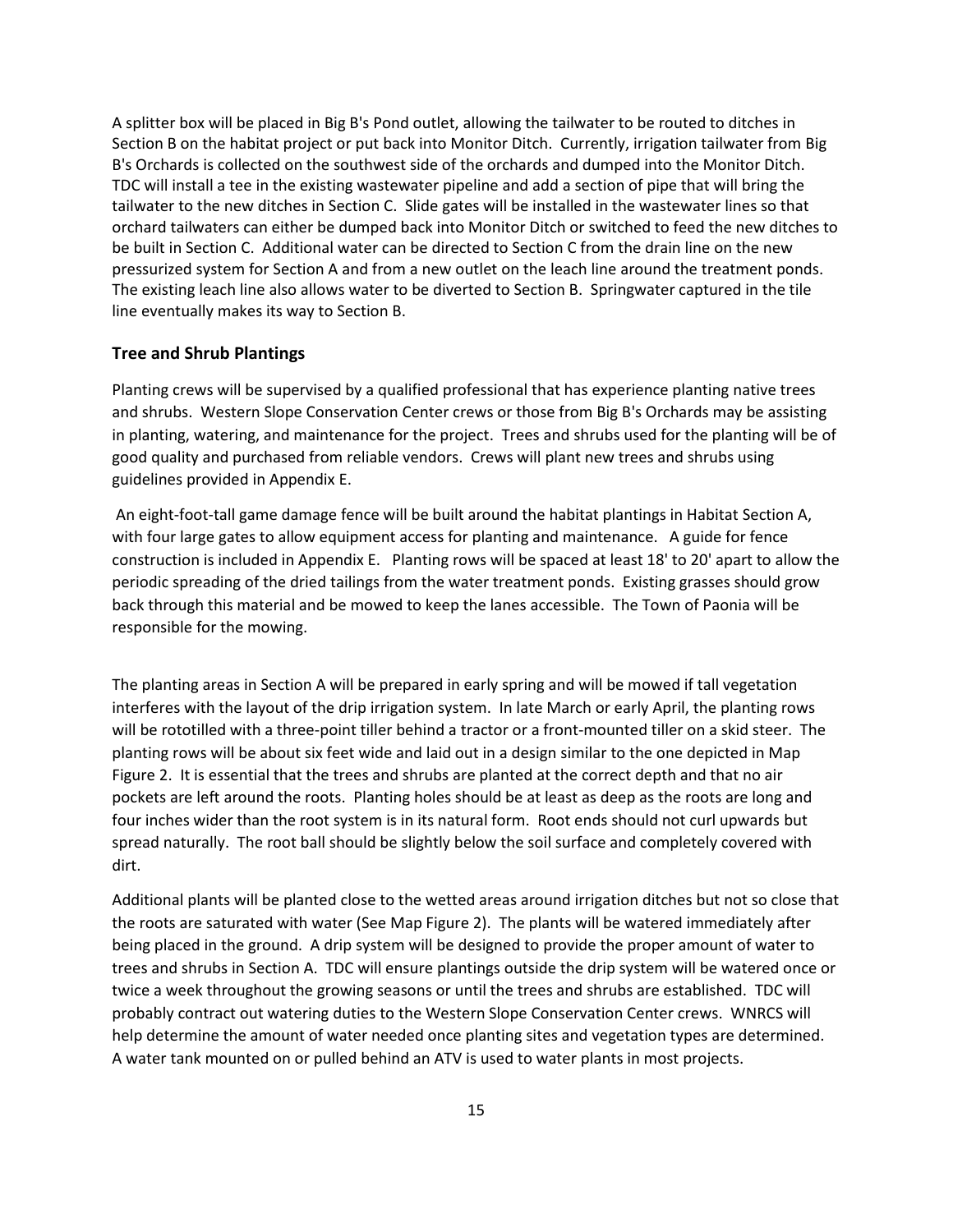A splitter box will be placed in Big B's Pond outlet, allowing the tailwater to be routed to ditches in Section B on the habitat project or put back into Monitor Ditch. Currently, irrigation tailwater from Big B's Orchards is collected on the southwest side of the orchards and dumped into the Monitor Ditch. TDC will install a tee in the existing wastewater pipeline and add a section of pipe that will bring the tailwater to the new ditches in Section C. Slide gates will be installed in the wastewater lines so that orchard tailwaters can either be dumped back into Monitor Ditch or switched to feed the new ditches to be built in Section C. Additional water can be directed to Section C from the drain line on the new pressurized system for Section A and from a new outlet on the leach line around the treatment ponds. The existing leach line also allows water to be diverted to Section B. Springwater captured in the tile line eventually makes its way to Section B.

### Tree and Shrub Plantings

Planting crews will be supervised by a qualified professional that has experience planting native trees and shrubs. Western Slope Conservation Center crews or those from Big B's Orchards may be assisting in planting, watering, and maintenance for the project. Trees and shrubs used for the planting will be of good quality and purchased from reliable vendors. Crews will plant new trees and shrubs using guidelines provided in Appendix E.

An eight-foot-tall game damage fence will be built around the habitat plantings in Habitat Section A, with four large gates to allow equipment access for planting and maintenance. A guide for fence construction is included in Appendix E. Planting rows will be spaced at least 18' to 20' apart to allow the periodic spreading of the dried tailings from the water treatment ponds. Existing grasses should grow back through this material and be mowed to keep the lanes accessible. The Town of Paonia will be responsible for the mowing.

The planting areas in Section A will be prepared in early spring and will be mowed if tall vegetation interferes with the layout of the drip irrigation system. In late March or early April, the planting rows will be rototilled with a three-point tiller behind a tractor or a front-mounted tiller on a skid steer. The planting rows will be about six feet wide and laid out in a design similar to the one depicted in Map Figure 2. It is essential that the trees and shrubs are planted at the correct depth and that no air pockets are left around the roots. Planting holes should be at least as deep as the roots are long and four inches wider than the root system is in its natural form. Root ends should not curl upwards but spread naturally. The root ball should be slightly below the soil surface and completely covered with dirt.

Additional plants will be planted close to the wetted areas around irrigation ditches but not so close that the roots are saturated with water (See Map Figure 2). The plants will be watered immediately after being placed in the ground. A drip system will be designed to provide the proper amount of water to trees and shrubs in Section A. TDC will ensure plantings outside the drip system will be watered once or twice a week throughout the growing seasons or until the trees and shrubs are established. TDC will probably contract out watering duties to the Western Slope Conservation Center crews. WNRCS will help determine the amount of water needed once planting sites and vegetation types are determined. A water tank mounted on or pulled behind an ATV is used to water plants in most projects.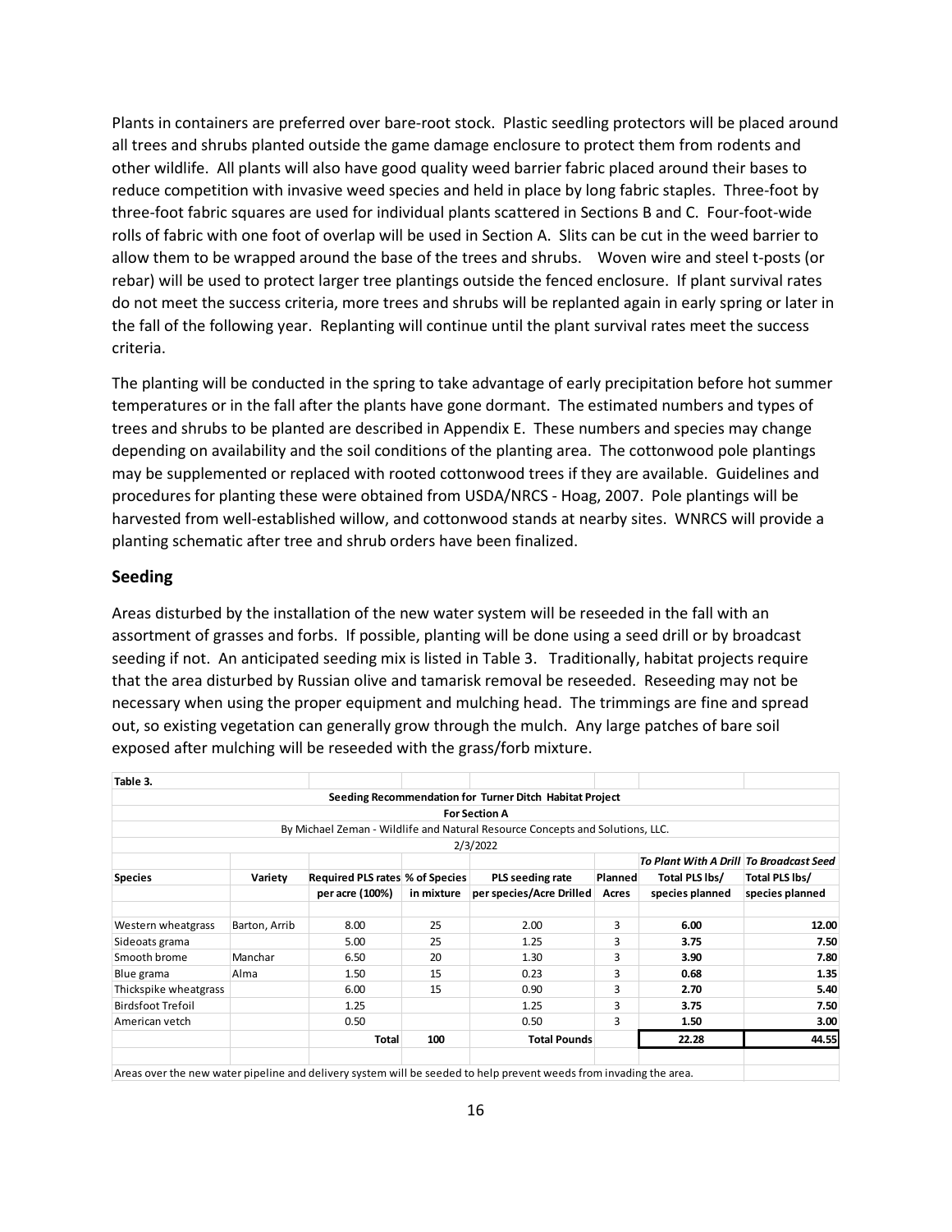Plants in containers are preferred over bare-root stock. Plastic seedling protectors will be placed around all trees and shrubs planted outside the game damage enclosure to protect them from rodents and other wildlife. All plants will also have good quality weed barrier fabric placed around their bases to reduce competition with invasive weed species and held in place by long fabric staples. Three-foot by three-foot fabric squares are used for individual plants scattered in Sections B and C. Four-foot-wide rolls of fabric with one foot of overlap will be used in Section A. Slits can be cut in the weed barrier to allow them to be wrapped around the base of the trees and shrubs. Woven wire and steel t-posts (or rebar) will be used to protect larger tree plantings outside the fenced enclosure. If plant survival rates do not meet the success criteria, more trees and shrubs will be replanted again in early spring or later in the fall of the following year. Replanting will continue until the plant survival rates meet the success criteria.

The planting will be conducted in the spring to take advantage of early precipitation before hot summer temperatures or in the fall after the plants have gone dormant. The estimated numbers and types of trees and shrubs to be planted are described in Appendix E. These numbers and species may change depending on availability and the soil conditions of the planting area. The cottonwood pole plantings may be supplemented or replaced with rooted cottonwood trees if they are available. Guidelines and procedures for planting these were obtained from USDA/NRCS - Hoag, 2007. Pole plantings will be harvested from well-established willow, and cottonwood stands at nearby sites. WNRCS will provide a planting schematic after tree and shrub orders have been finalized.

## Seeding

Areas disturbed by the installation of the new water system will be reseeded in the fall with an assortment of grasses and forbs. If possible, planting will be done using a seed drill or by broadcast seeding if not. An anticipated seeding mix is listed in Table 3. Traditionally, habitat projects require that the area disturbed by Russian olive and tamarisk removal be reseeded. Reseeding may not be necessary when using the proper equipment and mulching head. The trimmings are fine and spread out, so existing vegetation can generally grow through the mulch. Any large patches of bare soil exposed after mulching will be reseeded with the grass/forb mixture.

**Table 3.**

Seeding Recommendation for Turner Ditch Habitat Project
For Section A
By Michael Zeman - Wildlife and Natural Resource Concepts and Solutions, LLC.
2/3/2022

| Species | Variety | Required PLS rates per acre (100%) | % of Species in mixture | PLS seeding rate per species/Acre Drilled | Planned Acres | *To Plant With A Drill* Total PLS lbs/ species planned | *To Broadcast Seed* Total PLS lbs/ species planned |
|---|---|---|---|---|---|---|---|
| Western wheatgrass | Barton, Arrib | 8.00 | 25 | 2.00 | 3 | **6.00** | **12.00** |
| Sideoats grama | | 5.00 | 25 | 1.25 | 3 | **3.75** | **7.50** |
| Smooth brome | Manchar | 6.50 | 20 | 1.30 | 3 | **3.90** | **7.80** |
| Blue grama | Alma | 1.50 | 15 | 0.23 | 3 | **0.68** | **1.35** |
| Thickspike wheatgrass | | 6.00 | 15 | 0.90 | 3 | **2.70** | **5.40** |
| Birdsfoot Trefoil | | 1.25 | | 1.25 | 3 | **3.75** | **7.50** |
| American vetch | | 0.50 | | 0.50 | 3 | **1.50** | **3.00** |
| | | **Total** | **100** | **Total Pounds** | | **22.28** | **44.55** |

Areas over the new water pipeline and delivery system will be seeded to help prevent weeds from invading the area.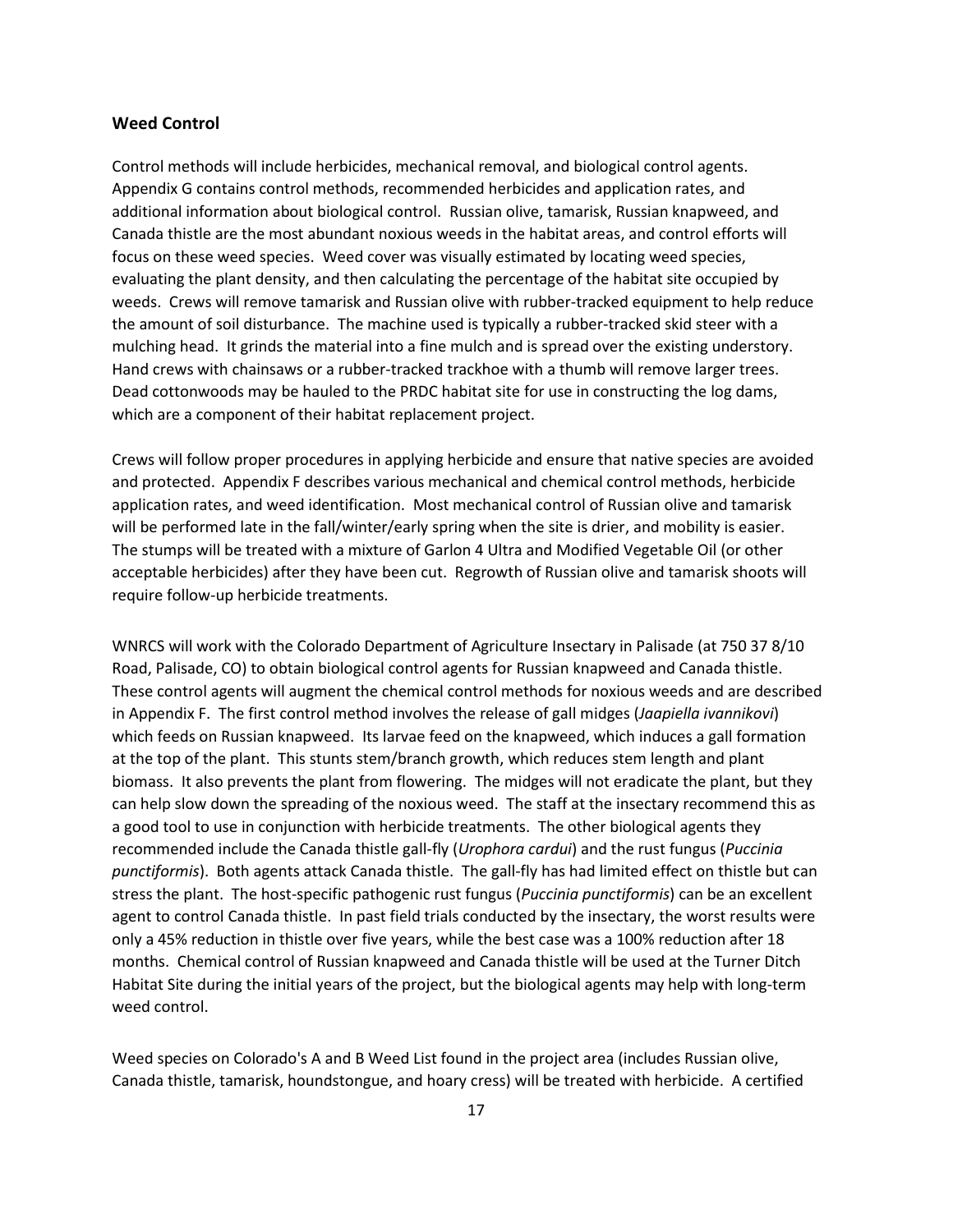## Weed Control

Control methods will include herbicides, mechanical removal, and biological control agents. Appendix G contains control methods, recommended herbicides and application rates, and additional information about biological control. Russian olive, tamarisk, Russian knapweed, and Canada thistle are the most abundant noxious weeds in the habitat areas, and control efforts will focus on these weed species. Weed cover was visually estimated by locating weed species, evaluating the plant density, and then calculating the percentage of the habitat site occupied by weeds. Crews will remove tamarisk and Russian olive with rubber-tracked equipment to help reduce the amount of soil disturbance. The machine used is typically a rubber-tracked skid steer with a mulching head. It grinds the material into a fine mulch and is spread over the existing understory. Hand crews with chainsaws or a rubber-tracked trackhoe with a thumb will remove larger trees. Dead cottonwoods may be hauled to the PRDC habitat site for use in constructing the log dams, which are a component of their habitat replacement project.

Crews will follow proper procedures in applying herbicide and ensure that native species are avoided and protected. Appendix F describes various mechanical and chemical control methods, herbicide application rates, and weed identification. Most mechanical control of Russian olive and tamarisk will be performed late in the fall/winter/early spring when the site is drier, and mobility is easier. The stumps will be treated with a mixture of Garlon 4 Ultra and Modified Vegetable Oil (or other acceptable herbicides) after they have been cut. Regrowth of Russian olive and tamarisk shoots will require follow-up herbicide treatments.

WNRCS will work with the Colorado Department of Agriculture Insectary in Palisade (at 750 37 8/10 Road, Palisade, CO) to obtain biological control agents for Russian knapweed and Canada thistle. These control agents will augment the chemical control methods for noxious weeds and are described in Appendix F. The first control method involves the release of gall midges (*Jaapiella ivannikovi*) which feeds on Russian knapweed. Its larvae feed on the knapweed, which induces a gall formation at the top of the plant. This stunts stem/branch growth, which reduces stem length and plant biomass. It also prevents the plant from flowering. The midges will not eradicate the plant, but they can help slow down the spreading of the noxious weed. The staff at the insectary recommend this as a good tool to use in conjunction with herbicide treatments. The other biological agents they recommended include the Canada thistle gall-fly (*Urophora cardui*) and the rust fungus (*Puccinia punctiformis*). Both agents attack Canada thistle. The gall-fly has had limited effect on thistle but can stress the plant. The host-specific pathogenic rust fungus (*Puccinia punctiformis*) can be an excellent agent to control Canada thistle. In past field trials conducted by the insectary, the worst results were only a 45% reduction in thistle over five years, while the best case was a 100% reduction after 18 months. Chemical control of Russian knapweed and Canada thistle will be used at the Turner Ditch Habitat Site during the initial years of the project, but the biological agents may help with long-term weed control.

Weed species on Colorado's A and B Weed List found in the project area (includes Russian olive, Canada thistle, tamarisk, houndstongue, and hoary cress) will be treated with herbicide. A certified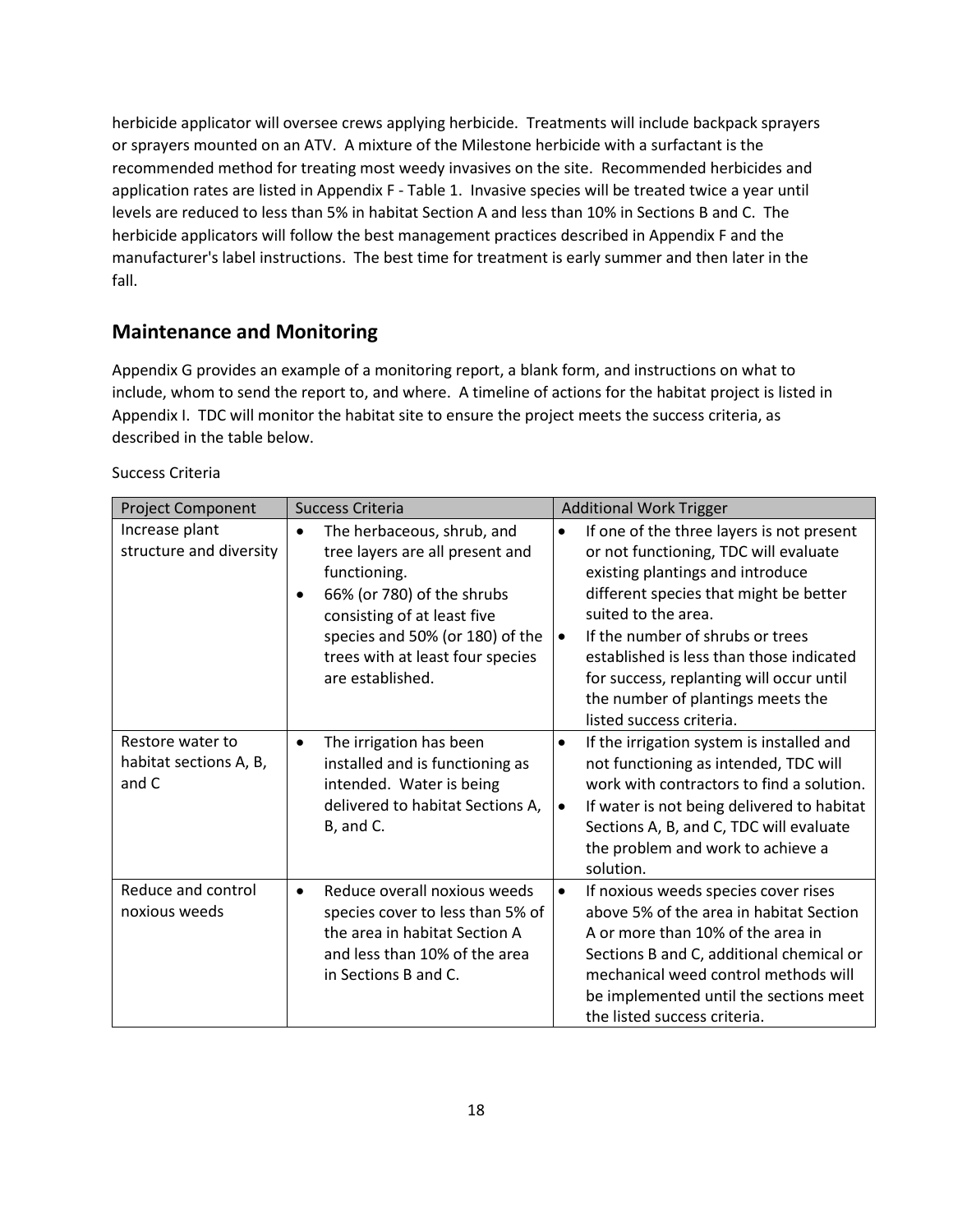herbicide applicator will oversee crews applying herbicide. Treatments will include backpack sprayers or sprayers mounted on an ATV. A mixture of the Milestone herbicide with a surfactant is the recommended method for treating most weedy invasives on the site. Recommended herbicides and application rates are listed in Appendix F - Table 1. Invasive species will be treated twice a year until levels are reduced to less than 5% in habitat Section A and less than 10% in Sections B and C. The herbicide applicators will follow the best management practices described in Appendix F and the manufacturer's label instructions. The best time for treatment is early summer and then later in the fall.

## Maintenance and Monitoring

Appendix G provides an example of a monitoring report, a blank form, and instructions on what to include, whom to send the report to, and where. A timeline of actions for the habitat project is listed in Appendix I. TDC will monitor the habitat site to ensure the project meets the success criteria, as described in the table below.

Success Criteria

| Project Component | Success Criteria | Additional Work Trigger |
|---|---|---|
| Increase plant structure and diversity | • The herbaceous, shrub, and tree layers are all present and functioning.<br>• 66% (or 780) of the shrubs consisting of at least five species and 50% (or 180) of the trees with at least four species are established. | • If one of the three layers is not present or not functioning, TDC will evaluate existing plantings and introduce different species that might be better suited to the area.<br>• If the number of shrubs or trees established is less than those indicated for success, replanting will occur until the number of plantings meets the listed success criteria. |
| Restore water to habitat sections A, B, and C | • The irrigation has been installed and is functioning as intended. Water is being delivered to habitat Sections A, B, and C. | • If the irrigation system is installed and not functioning as intended, TDC will work with contractors to find a solution.<br>• If water is not being delivered to habitat Sections A, B, and C, TDC will evaluate the problem and work to achieve a solution. |
| Reduce and control noxious weeds | • Reduce overall noxious weeds species cover to less than 5% of the area in habitat Section A and less than 10% of the area in Sections B and C. | • If noxious weeds species cover rises above 5% of the area in habitat Section A or more than 10% of the area in Sections B and C, additional chemical or mechanical weed control methods will be implemented until the sections meet the listed success criteria. |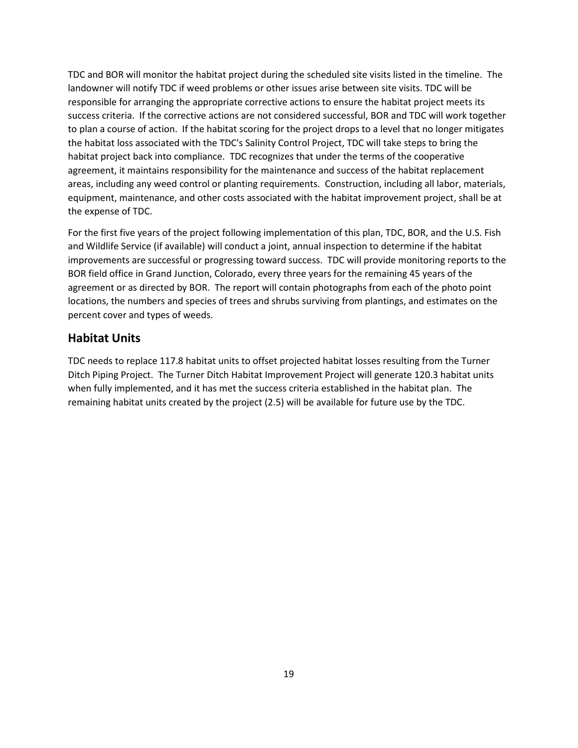TDC and BOR will monitor the habitat project during the scheduled site visits listed in the timeline. The landowner will notify TDC if weed problems or other issues arise between site visits. TDC will be responsible for arranging the appropriate corrective actions to ensure the habitat project meets its success criteria. If the corrective actions are not considered successful, BOR and TDC will work together to plan a course of action. If the habitat scoring for the project drops to a level that no longer mitigates the habitat loss associated with the TDC's Salinity Control Project, TDC will take steps to bring the habitat project back into compliance. TDC recognizes that under the terms of the cooperative agreement, it maintains responsibility for the maintenance and success of the habitat replacement areas, including any weed control or planting requirements. Construction, including all labor, materials, equipment, maintenance, and other costs associated with the habitat improvement project, shall be at the expense of TDC.

For the first five years of the project following implementation of this plan, TDC, BOR, and the U.S. Fish and Wildlife Service (if available) will conduct a joint, annual inspection to determine if the habitat improvements are successful or progressing toward success. TDC will provide monitoring reports to the BOR field office in Grand Junction, Colorado, every three years for the remaining 45 years of the agreement or as directed by BOR. The report will contain photographs from each of the photo point locations, the numbers and species of trees and shrubs surviving from plantings, and estimates on the percent cover and types of weeds.

## Habitat Units

TDC needs to replace 117.8 habitat units to offset projected habitat losses resulting from the Turner Ditch Piping Project. The Turner Ditch Habitat Improvement Project will generate 120.3 habitat units when fully implemented, and it has met the success criteria established in the habitat plan. The remaining habitat units created by the project (2.5) will be available for future use by the TDC.